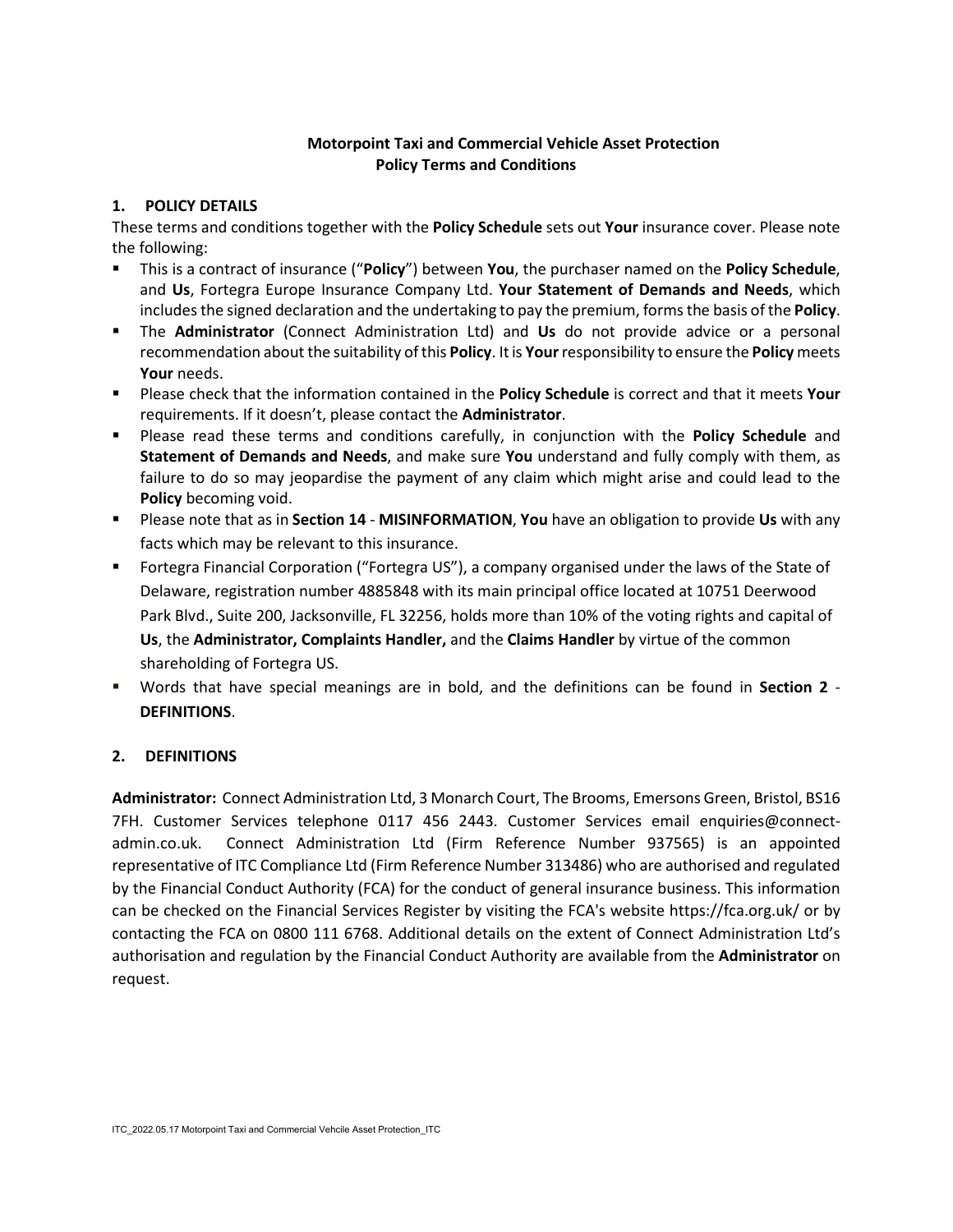**Motorpoint Taxi and Commercial Vehicle Asset Protection**
**Policy Terms and Conditions**

## 1. POLICY DETAILS

These terms and conditions together with the **Policy Schedule** sets out **Your** insurance cover. Please note the following:

- This is a contract of insurance ("**Policy**") between **You**, the purchaser named on the **Policy Schedule**, and **Us**, Fortegra Europe Insurance Company Ltd. **Your Statement of Demands and Needs**, which includes the signed declaration and the undertaking to pay the premium, forms the basis of the **Policy**.
- The **Administrator** (Connect Administration Ltd) and **Us** do not provide advice or a personal recommendation about the suitability of this **Policy**. It is **Your** responsibility to ensure the **Policy** meets **Your** needs.
- Please check that the information contained in the **Policy Schedule** is correct and that it meets **Your** requirements. If it doesn't, please contact the **Administrator**.
- Please read these terms and conditions carefully, in conjunction with the **Policy Schedule** and **Statement of Demands and Needs**, and make sure **You** understand and fully comply with them, as failure to do so may jeopardise the payment of any claim which might arise and could lead to the **Policy** becoming void.
- Please note that as in **Section 14** - **MISINFORMATION**, **You** have an obligation to provide **Us** with any facts which may be relevant to this insurance.
- Fortegra Financial Corporation ("Fortegra US"), a company organised under the laws of the State of Delaware, registration number 4885848 with its main principal office located at 10751 Deerwood Park Blvd., Suite 200, Jacksonville, FL 32256, holds more than 10% of the voting rights and capital of **Us**, the **Administrator, Complaints Handler,** and the **Claims Handler** by virtue of the common shareholding of Fortegra US.
- Words that have special meanings are in bold, and the definitions can be found in **Section 2** - **DEFINITIONS**.

## 2. DEFINITIONS

**Administrator:** Connect Administration Ltd, 3 Monarch Court, The Brooms, Emersons Green, Bristol, BS16 7FH. Customer Services telephone 0117 456 2443. Customer Services email enquiries@connect-admin.co.uk. Connect Administration Ltd (Firm Reference Number 937565) is an appointed representative of ITC Compliance Ltd (Firm Reference Number 313486) who are authorised and regulated by the Financial Conduct Authority (FCA) for the conduct of general insurance business. This information can be checked on the Financial Services Register by visiting the FCA's website https://fca.org.uk/ or by contacting the FCA on 0800 111 6768. Additional details on the extent of Connect Administration Ltd's authorisation and regulation by the Financial Conduct Authority are available from the **Administrator** on request.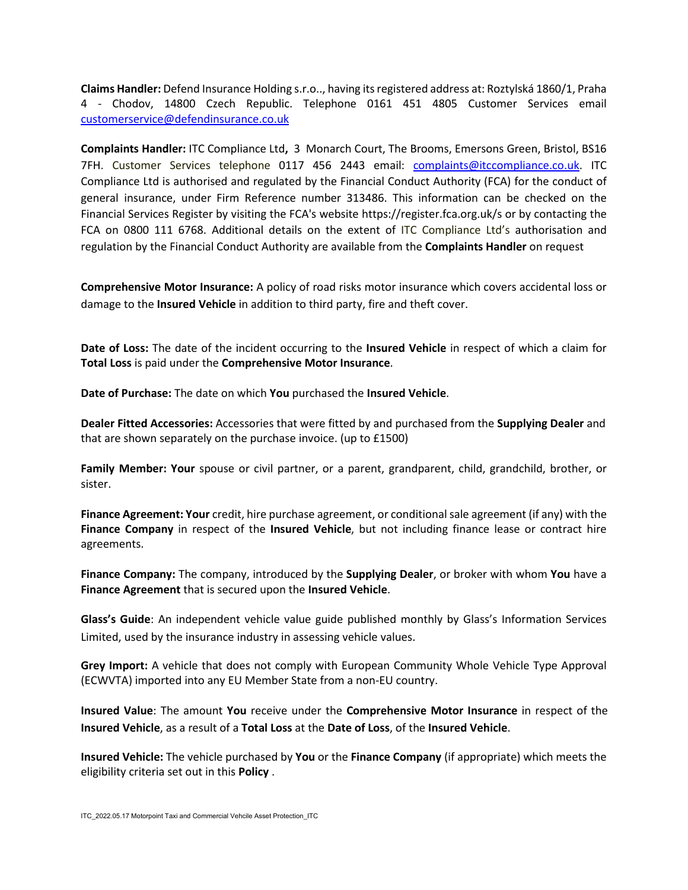**Claims Handler:** Defend Insurance Holding s.r.o.., having its registered address at: Roztylská 1860/1, Praha 4 - Chodov, 14800 Czech Republic. Telephone 0161 451 4805 Customer Services email customerservice@defendinsurance.co.uk

**Complaints Handler:** ITC Compliance Ltd**,** 3 Monarch Court, The Brooms, Emersons Green, Bristol, BS16 7FH. Customer Services telephone 0117 456 2443 email: complaints@itccompliance.co.uk. ITC Compliance Ltd is authorised and regulated by the Financial Conduct Authority (FCA) for the conduct of general insurance, under Firm Reference number 313486. This information can be checked on the Financial Services Register by visiting the FCA's website https://register.fca.org.uk/s or by contacting the FCA on 0800 111 6768. Additional details on the extent of ITC Compliance Ltd's authorisation and regulation by the Financial Conduct Authority are available from the **Complaints Handler** on request

**Comprehensive Motor Insurance:** A policy of road risks motor insurance which covers accidental loss or damage to the **Insured Vehicle** in addition to third party, fire and theft cover.

**Date of Loss:** The date of the incident occurring to the **Insured Vehicle** in respect of which a claim for **Total Loss** is paid under the **Comprehensive Motor Insurance**.

**Date of Purchase:** The date on which **You** purchased the **Insured Vehicle**.

**Dealer Fitted Accessories:** Accessories that were fitted by and purchased from the **Supplying Dealer** and that are shown separately on the purchase invoice. (up to £1500)

**Family Member: Your** spouse or civil partner, or a parent, grandparent, child, grandchild, brother, or sister.

**Finance Agreement: Your** credit, hire purchase agreement, or conditional sale agreement (if any) with the **Finance Company** in respect of the **Insured Vehicle**, but not including finance lease or contract hire agreements.

**Finance Company:** The company, introduced by the **Supplying Dealer**, or broker with whom **You** have a **Finance Agreement** that is secured upon the **Insured Vehicle**.

**Glass's Guide**: An independent vehicle value guide published monthly by Glass's Information Services Limited, used by the insurance industry in assessing vehicle values.

**Grey Import:** A vehicle that does not comply with European Community Whole Vehicle Type Approval (ECWVTA) imported into any EU Member State from a non-EU country.

**Insured Value**: The amount **You** receive under the **Comprehensive Motor Insurance** in respect of the **Insured Vehicle**, as a result of a **Total Loss** at the **Date of Loss**, of the **Insured Vehicle**.

**Insured Vehicle:** The vehicle purchased by **You** or the **Finance Company** (if appropriate) which meets the eligibility criteria set out in this **Policy** .

ITC_2022.05.17 Motorpoint Taxi and Commercial Vehcile Asset Protection_ITC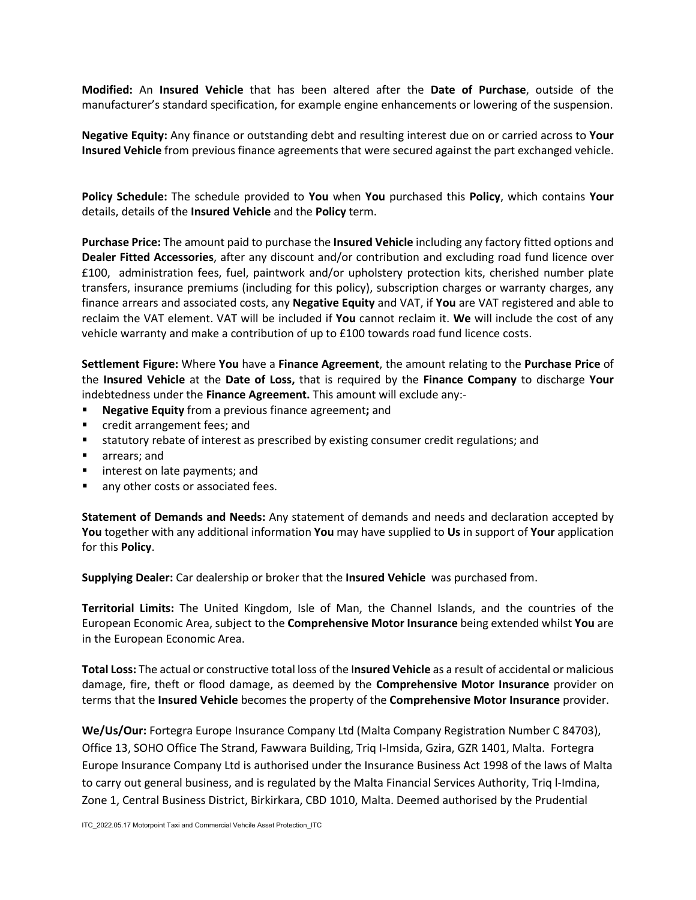**Modified:** An **Insured Vehicle** that has been altered after the **Date of Purchase**, outside of the manufacturer's standard specification, for example engine enhancements or lowering of the suspension.

**Negative Equity:** Any finance or outstanding debt and resulting interest due on or carried across to **Your Insured Vehicle** from previous finance agreements that were secured against the part exchanged vehicle.

**Policy Schedule:** The schedule provided to **You** when **You** purchased this **Policy**, which contains **Your** details, details of the **Insured Vehicle** and the **Policy** term.

**Purchase Price:** The amount paid to purchase the **Insured Vehicle** including any factory fitted options and **Dealer Fitted Accessories**, after any discount and/or contribution and excluding road fund licence over £100, administration fees, fuel, paintwork and/or upholstery protection kits, cherished number plate transfers, insurance premiums (including for this policy), subscription charges or warranty charges, any finance arrears and associated costs, any **Negative Equity** and VAT, if **You** are VAT registered and able to reclaim the VAT element. VAT will be included if **You** cannot reclaim it. **We** will include the cost of any vehicle warranty and make a contribution of up to £100 towards road fund licence costs.

**Settlement Figure:** Where **You** have a **Finance Agreement**, the amount relating to the **Purchase Price** of the **Insured Vehicle** at the **Date of Loss,** that is required by the **Finance Company** to discharge **Your** indebtedness under the **Finance Agreement.** This amount will exclude any:-

- **Negative Equity** from a previous finance agreement**;** and
- credit arrangement fees; and
- statutory rebate of interest as prescribed by existing consumer credit regulations; and
- arrears; and
- interest on late payments; and
- any other costs or associated fees.

**Statement of Demands and Needs:** Any statement of demands and needs and declaration accepted by **You** together with any additional information **You** may have supplied to **Us** in support of **Your** application for this **Policy**.

**Supplying Dealer:** Car dealership or broker that the **Insured Vehicle** was purchased from.

**Territorial Limits:** The United Kingdom, Isle of Man, the Channel Islands, and the countries of the European Economic Area, subject to the **Comprehensive Motor Insurance** being extended whilst **You** are in the European Economic Area.

**Total Loss:** The actual or constructive total loss of the I**nsured Vehicle** as a result of accidental or malicious damage, fire, theft or flood damage, as deemed by the **Comprehensive Motor Insurance** provider on terms that the **Insured Vehicle** becomes the property of the **Comprehensive Motor Insurance** provider.

**We/Us/Our:** Fortegra Europe Insurance Company Ltd (Malta Company Registration Number C 84703), Office 13, SOHO Office The Strand, Fawwara Building, Triq I-Imsida, Gzira, GZR 1401, Malta. Fortegra Europe Insurance Company Ltd is authorised under the Insurance Business Act 1998 of the laws of Malta to carry out general business, and is regulated by the Malta Financial Services Authority, Triq l-Imdina, Zone 1, Central Business District, Birkirkara, CBD 1010, Malta. Deemed authorised by the Prudential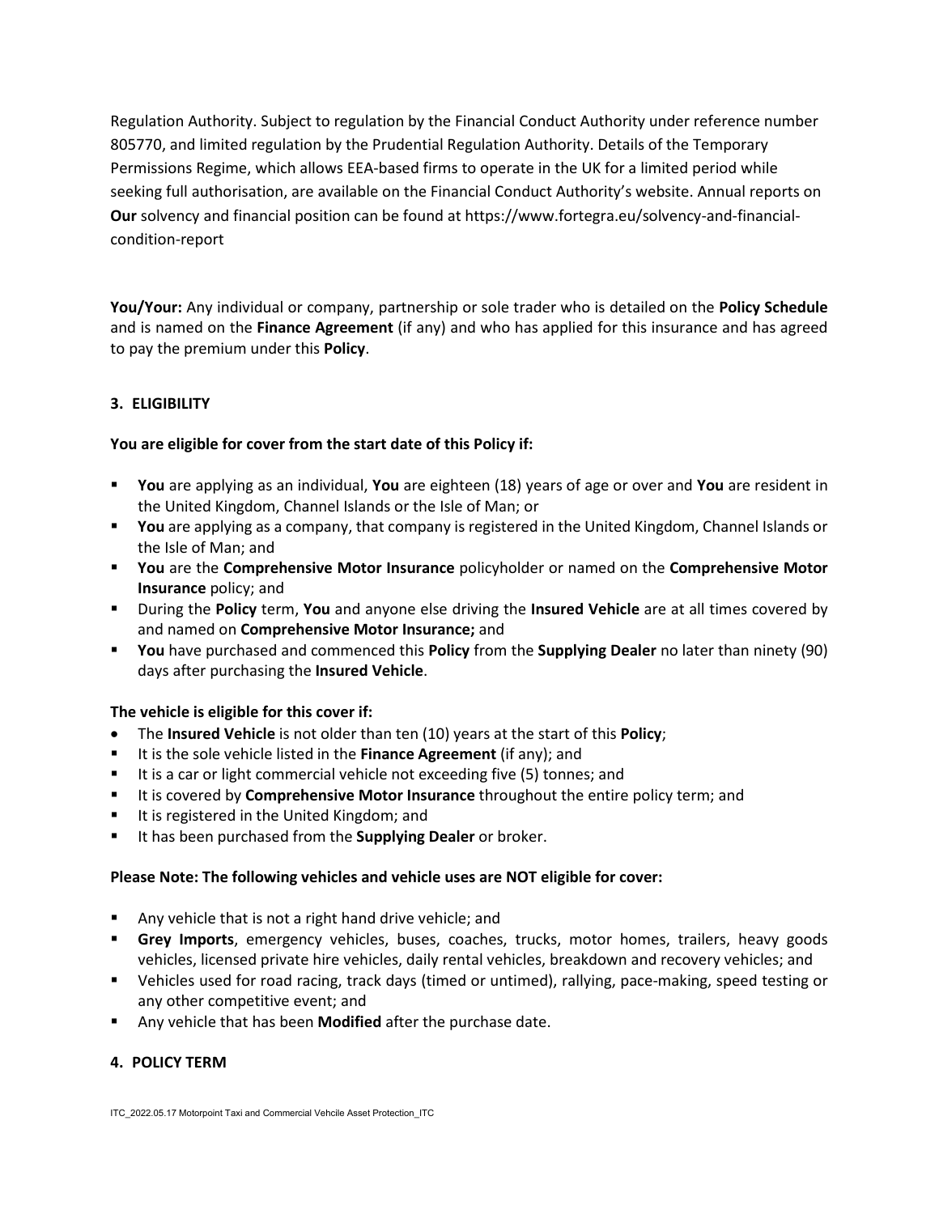Regulation Authority. Subject to regulation by the Financial Conduct Authority under reference number 805770, and limited regulation by the Prudential Regulation Authority. Details of the Temporary Permissions Regime, which allows EEA-based firms to operate in the UK for a limited period while seeking full authorisation, are available on the Financial Conduct Authority's website. Annual reports on **Our** solvency and financial position can be found at https://www.fortegra.eu/solvency-and-financial-condition-report

**You/Your:** Any individual or company, partnership or sole trader who is detailed on the **Policy Schedule** and is named on the **Finance Agreement** (if any) and who has applied for this insurance and has agreed to pay the premium under this **Policy**.

## 3. ELIGIBILITY

**You are eligible for cover from the start date of this Policy if:**

- **You** are applying as an individual, **You** are eighteen (18) years of age or over and **You** are resident in the United Kingdom, Channel Islands or the Isle of Man; or
- **You** are applying as a company, that company is registered in the United Kingdom, Channel Islands or the Isle of Man; and
- **You** are the **Comprehensive Motor Insurance** policyholder or named on the **Comprehensive Motor Insurance** policy; and
- During the **Policy** term, **You** and anyone else driving the **Insured Vehicle** are at all times covered by and named on **Comprehensive Motor Insurance;** and
- **You** have purchased and commenced this **Policy** from the **Supplying Dealer** no later than ninety (90) days after purchasing the **Insured Vehicle**.

**The vehicle is eligible for this cover if:**

- The **Insured Vehicle** is not older than ten (10) years at the start of this **Policy**;
- It is the sole vehicle listed in the **Finance Agreement** (if any); and
- It is a car or light commercial vehicle not exceeding five (5) tonnes; and
- It is covered by **Comprehensive Motor Insurance** throughout the entire policy term; and
- It is registered in the United Kingdom; and
- It has been purchased from the **Supplying Dealer** or broker.

**Please Note: The following vehicles and vehicle uses are NOT eligible for cover:**

- Any vehicle that is not a right hand drive vehicle; and
- **Grey Imports**, emergency vehicles, buses, coaches, trucks, motor homes, trailers, heavy goods vehicles, licensed private hire vehicles, daily rental vehicles, breakdown and recovery vehicles; and
- Vehicles used for road racing, track days (timed or untimed), rallying, pace-making, speed testing or any other competitive event; and
- Any vehicle that has been **Modified** after the purchase date.

## 4. POLICY TERM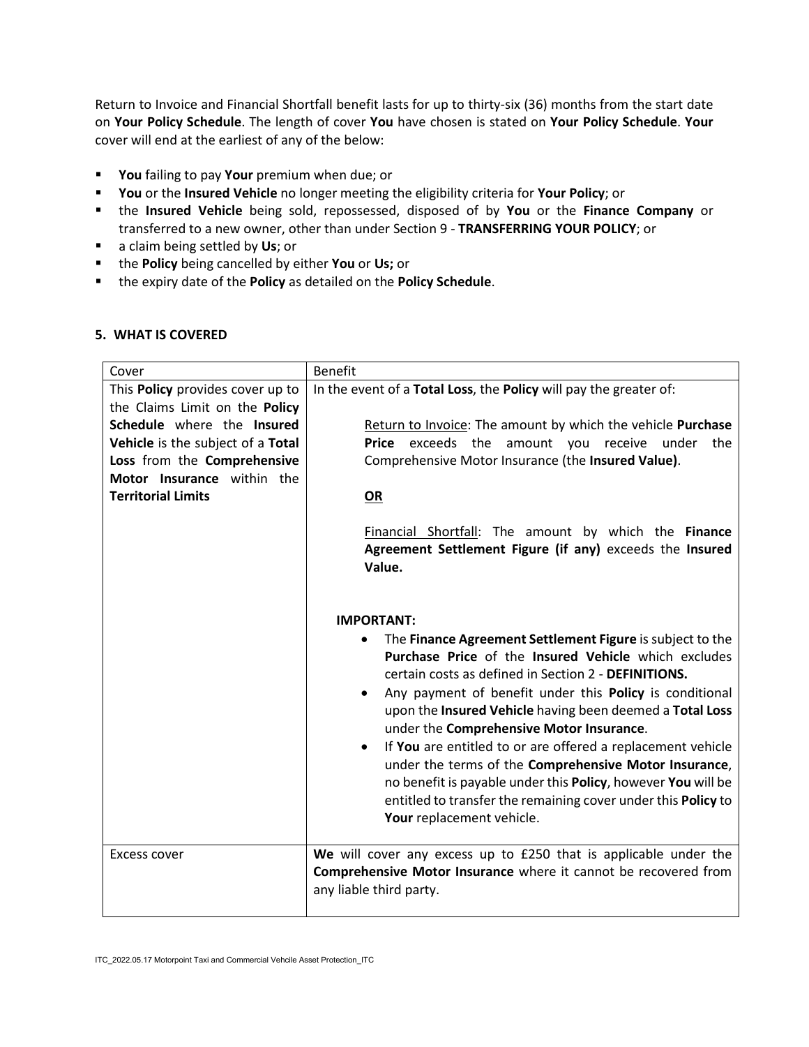Return to Invoice and Financial Shortfall benefit lasts for up to thirty-six (36) months from the start date on **Your Policy Schedule**. The length of cover **You** have chosen is stated on **Your Policy Schedule**. **Your** cover will end at the earliest of any of the below:

- **You** failing to pay **Your** premium when due; or
- **You** or the **Insured Vehicle** no longer meeting the eligibility criteria for **Your Policy**; or
- the **Insured Vehicle** being sold, repossessed, disposed of by **You** or the **Finance Company** or transferred to a new owner, other than under Section 9 - **TRANSFERRING YOUR POLICY**; or
- a claim being settled by **Us**; or
- the **Policy** being cancelled by either **You** or **Us;** or
- the expiry date of the **Policy** as detailed on the **Policy Schedule**.

## 5. WHAT IS COVERED

| Cover | Benefit |
|---|---|
| This **Policy** provides cover up to the Claims Limit on the **Policy Schedule** where the **Insured Vehicle** is the subject of a **Total Loss** from the **Comprehensive Motor Insurance** within the **Territorial Limits** | In the event of a **Total Loss**, the **Policy** will pay the greater of:<br><br>Return to Invoice: The amount by which the vehicle **Purchase Price** exceeds the amount you receive under the Comprehensive Motor Insurance (the **Insured Value)**.<br><br>**OR**<br><br>Financial Shortfall: The amount by which the **Finance Agreement Settlement Figure (if any)** exceeds the **Insured Value.**<br><br>**IMPORTANT:**<br>• The **Finance Agreement Settlement Figure** is subject to the **Purchase Price** of the **Insured Vehicle** which excludes certain costs as defined in Section 2 - **DEFINITIONS.**<br>• Any payment of benefit under this **Policy** is conditional upon the **Insured Vehicle** having been deemed a **Total Loss** under the **Comprehensive Motor Insurance**.<br>• If **You** are entitled to or are offered a replacement vehicle under the terms of the **Comprehensive Motor Insurance**, no benefit is payable under this **Policy**, however **You** will be entitled to transfer the remaining cover under this **Policy** to **Your** replacement vehicle. |
| Excess cover | **We** will cover any excess up to £250 that is applicable under the **Comprehensive Motor Insurance** where it cannot be recovered from any liable third party. |

ITC_2022.05.17 Motorpoint Taxi and Commercial Vehcile Asset Protection_ITC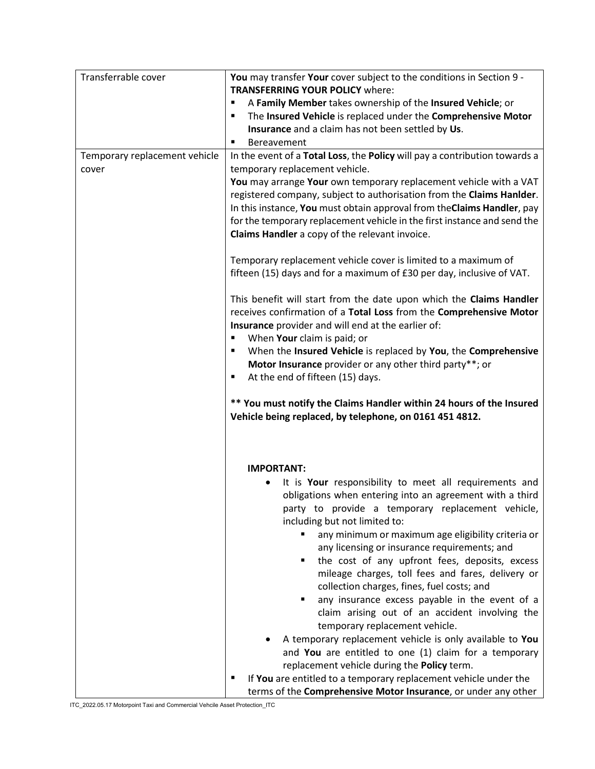| | |
|---|---|
| Transferrable cover | **You** may transfer **Your** cover subject to the conditions in Section 9 - **TRANSFERRING YOUR POLICY** where:<br>▪ A **Family Member** takes ownership of the **Insured Vehicle**; or<br>▪ The **Insured Vehicle** is replaced under the **Comprehensive Motor Insurance** and a claim has not been settled by **Us**.<br>▪ Bereavement |
| Temporary replacement vehicle cover | In the event of a **Total Loss**, the **Policy** will pay a contribution towards a temporary replacement vehicle.<br>**You** may arrange **Your** own temporary replacement vehicle with a VAT registered company, subject to authorisation from the **Claims Hanlder**. In this instance, **You** must obtain approval from the**Claims Handler**, pay for the temporary replacement vehicle in the first instance and send the **Claims Handler** a copy of the relevant invoice.<br><br>Temporary replacement vehicle cover is limited to a maximum of fifteen (15) days and for a maximum of £30 per day, inclusive of VAT.<br><br>This benefit will start from the date upon which the **Claims Handler** receives confirmation of a **Total Loss** from the **Comprehensive Motor Insurance** provider and will end at the earlier of:<br>▪ When **Your** claim is paid; or<br>▪ When the **Insured Vehicle** is replaced by **You**, the **Comprehensive Motor Insurance** provider or any other third party**; or<br>▪ At the end of fifteen (15) days.<br><br>**** You must notify the Claims Handler within 24 hours of the Insured Vehicle being replaced, by telephone, on 0161 451 4812.**<br><br>**IMPORTANT:**<br>• It is **Your** responsibility to meet all requirements and obligations when entering into an agreement with a third party to provide a temporary replacement vehicle, including but not limited to:<br>&nbsp;&nbsp;&nbsp;&nbsp;▪ any minimum or maximum age eligibility criteria or any licensing or insurance requirements; and<br>&nbsp;&nbsp;&nbsp;&nbsp;▪ the cost of any upfront fees, deposits, excess mileage charges, toll fees and fares, delivery or collection charges, fines, fuel costs; and<br>&nbsp;&nbsp;&nbsp;&nbsp;▪ any insurance excess payable in the event of a claim arising out of an accident involving the temporary replacement vehicle.<br>• A temporary replacement vehicle is only available to **You** and **You** are entitled to one (1) claim for a temporary replacement vehicle during the **Policy** term.<br>▪ If **You** are entitled to a temporary replacement vehicle under the terms of the **Comprehensive Motor Insurance**, or under any other |

ITC_2022.05.17 Motorpoint Taxi and Commercial Vehcile Asset Protection_ITC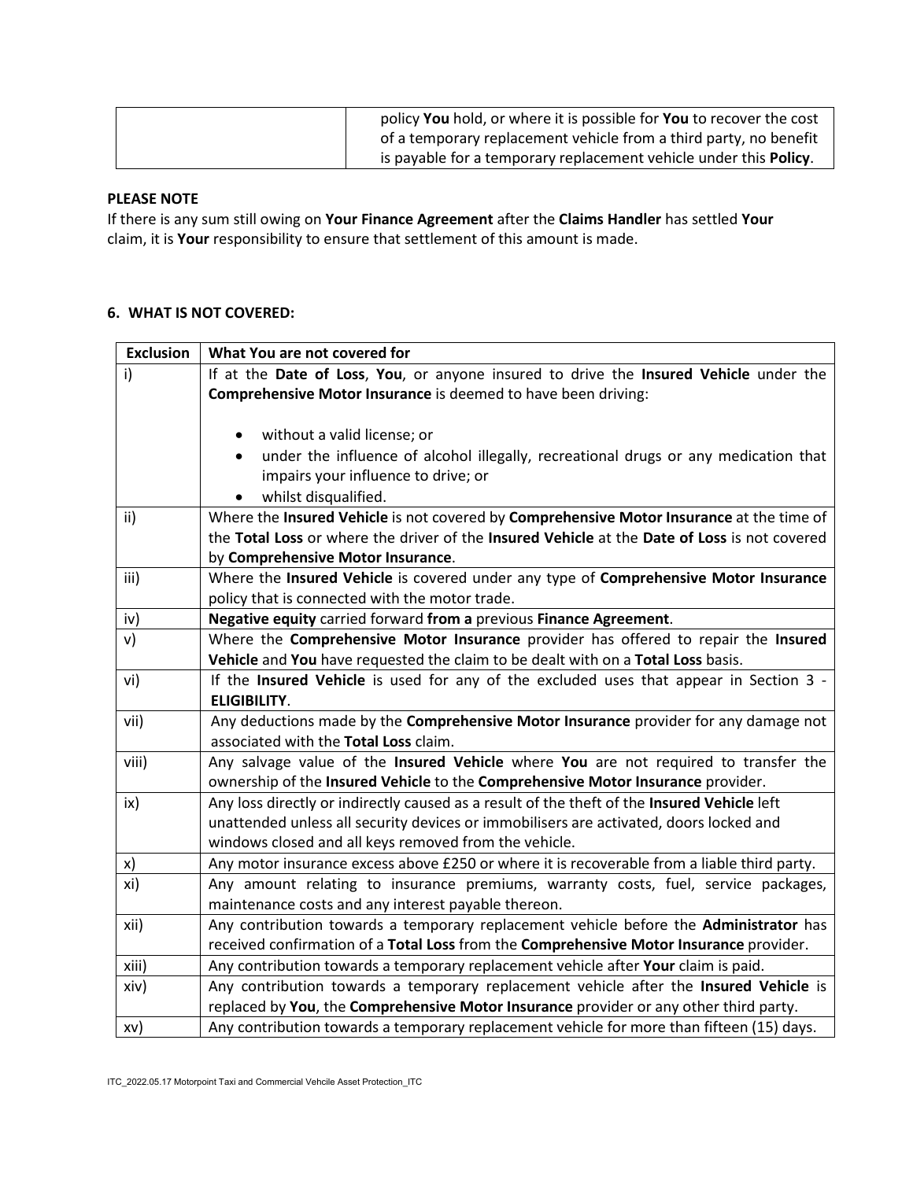| | policy **You** hold, or where it is possible for **You** to recover the cost of a temporary replacement vehicle from a third party, no benefit is payable for a temporary replacement vehicle under this **Policy**. |
|---|---|

**PLEASE NOTE**

If there is any sum still owing on **Your Finance Agreement** after the **Claims Handler** has settled **Your** claim, it is **Your** responsibility to ensure that settlement of this amount is made.

**6. WHAT IS NOT COVERED:**

| Exclusion | What You are not covered for |
|---|---|
| i) | If at the **Date of Loss**, **You**, or anyone insured to drive the **Insured Vehicle** under the **Comprehensive Motor Insurance** is deemed to have been driving:<br><br>• without a valid license; or<br>• under the influence of alcohol illegally, recreational drugs or any medication that impairs your influence to drive; or<br>• whilst disqualified. |
| ii) | Where the **Insured Vehicle** is not covered by **Comprehensive Motor Insurance** at the time of the **Total Loss** or where the driver of the **Insured Vehicle** at the **Date of Loss** is not covered by **Comprehensive Motor Insurance**. |
| iii) | Where the **Insured Vehicle** is covered under any type of **Comprehensive Motor Insurance** policy that is connected with the motor trade. |
| iv) | **Negative equity** carried forward **from a** previous **Finance Agreement**. |
| v) | Where the **Comprehensive Motor Insurance** provider has offered to repair the **Insured Vehicle** and **You** have requested the claim to be dealt with on a **Total Loss** basis. |
| vi) | If the **Insured Vehicle** is used for any of the excluded uses that appear in Section 3 - **ELIGIBILITY**. |
| vii) | Any deductions made by the **Comprehensive Motor Insurance** provider for any damage not associated with the **Total Loss** claim. |
| viii) | Any salvage value of the **Insured Vehicle** where **You** are not required to transfer the ownership of the **Insured Vehicle** to the **Comprehensive Motor Insurance** provider. |
| ix) | Any loss directly or indirectly caused as a result of the theft of the **Insured Vehicle** left unattended unless all security devices or immobilisers are activated, doors locked and windows closed and all keys removed from the vehicle. |
| x) | Any motor insurance excess above £250 or where it is recoverable from a liable third party. |
| xi) | Any amount relating to insurance premiums, warranty costs, fuel, service packages, maintenance costs and any interest payable thereon. |
| xii) | Any contribution towards a temporary replacement vehicle before the **Administrator** has received confirmation of a **Total Loss** from the **Comprehensive Motor Insurance** provider. |
| xiii) | Any contribution towards a temporary replacement vehicle after **Your** claim is paid. |
| xiv) | Any contribution towards a temporary replacement vehicle after the **Insured Vehicle** is replaced by **You**, the **Comprehensive Motor Insurance** provider or any other third party. |
| xv) | Any contribution towards a temporary replacement vehicle for more than fifteen (15) days. |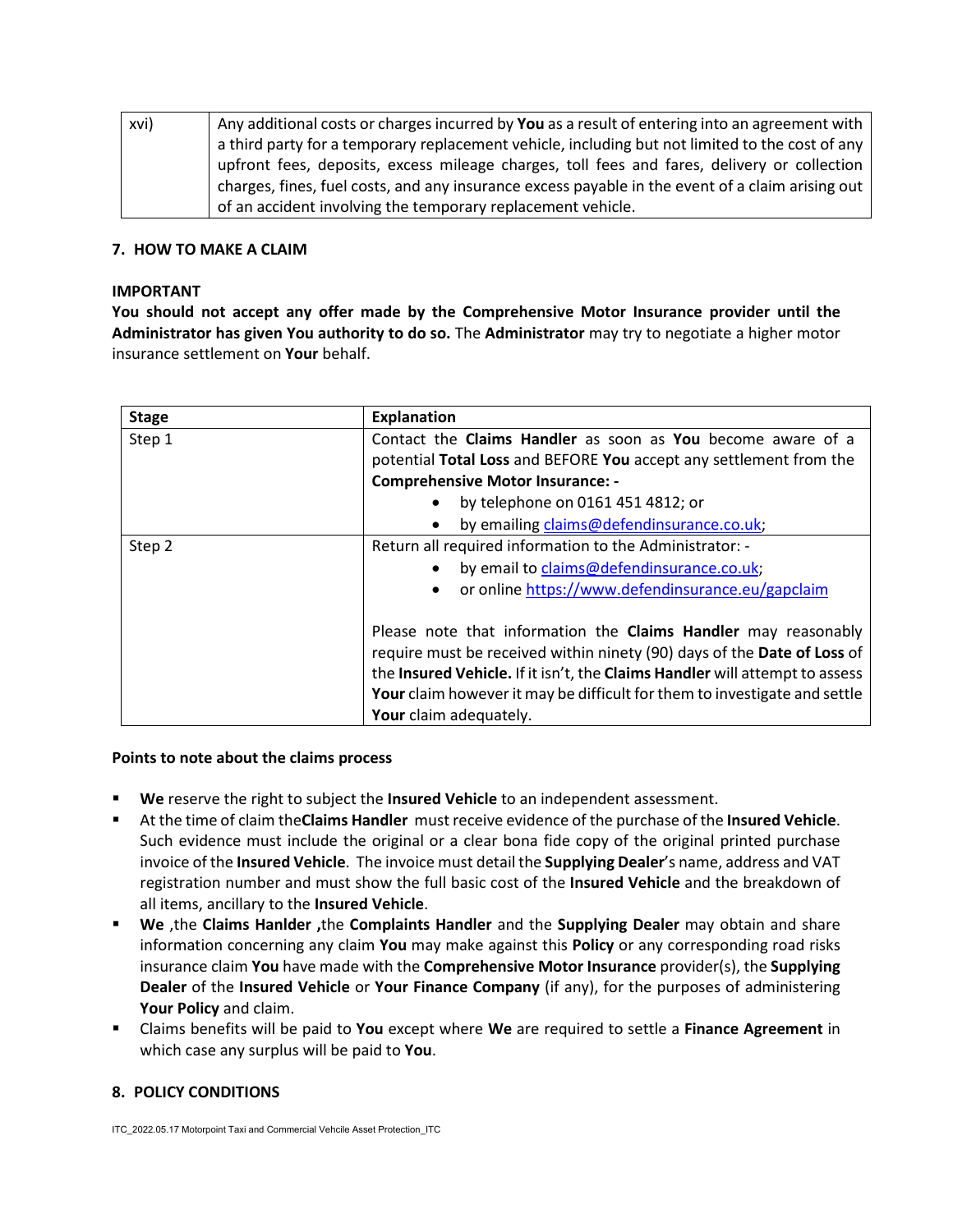| xvi) | Any additional costs or charges incurred by **You** as a result of entering into an agreement with a third party for a temporary replacement vehicle, including but not limited to the cost of any upfront fees, deposits, excess mileage charges, toll fees and fares, delivery or collection charges, fines, fuel costs, and any insurance excess payable in the event of a claim arising out of an accident involving the temporary replacement vehicle. |
|---|---|

## 7. HOW TO MAKE A CLAIM

**IMPORTANT**

**You should not accept any offer made by the Comprehensive Motor Insurance provider until the Administrator has given You authority to do so.** The **Administrator** may try to negotiate a higher motor insurance settlement on **Your** behalf.

| Stage | Explanation |
|---|---|
| Step 1 | Contact the **Claims Handler** as soon as **You** become aware of a potential **Total Loss** and BEFORE **You** accept any settlement from the **Comprehensive Motor Insurance: -** <br>• by telephone on 0161 451 4812; or <br>• by emailing claims@defendinsurance.co.uk; |
| Step 2 | Return all required information to the Administrator: - <br>• by email to claims@defendinsurance.co.uk; <br>• or online https://www.defendinsurance.eu/gapclaim <br><br>Please note that information the **Claims Handler** may reasonably require must be received within ninety (90) days of the **Date of Loss** of the **Insured Vehicle.** If it isn't, the **Claims Handler** will attempt to assess **Your** claim however it may be difficult for them to investigate and settle **Your** claim adequately. |

**Points to note about the claims process**

- **We** reserve the right to subject the **Insured Vehicle** to an independent assessment.
- At the time of claim the**Claims Handler** must receive evidence of the purchase of the **Insured Vehicle**. Such evidence must include the original or a clear bona fide copy of the original printed purchase invoice of the **Insured Vehicle**. The invoice must detail the **Supplying Dealer**'s name, address and VAT registration number and must show the full basic cost of the **Insured Vehicle** and the breakdown of all items, ancillary to the **Insured Vehicle**.
- **We** ,the **Claims Hanlder ,**the **Complaints Handler** and the **Supplying Dealer** may obtain and share information concerning any claim **You** may make against this **Policy** or any corresponding road risks insurance claim **You** have made with the **Comprehensive Motor Insurance** provider(s), the **Supplying Dealer** of the **Insured Vehicle** or **Your Finance Company** (if any), for the purposes of administering **Your Policy** and claim.
- Claims benefits will be paid to **You** except where **We** are required to settle a **Finance Agreement** in which case any surplus will be paid to **You**.

## 8. POLICY CONDITIONS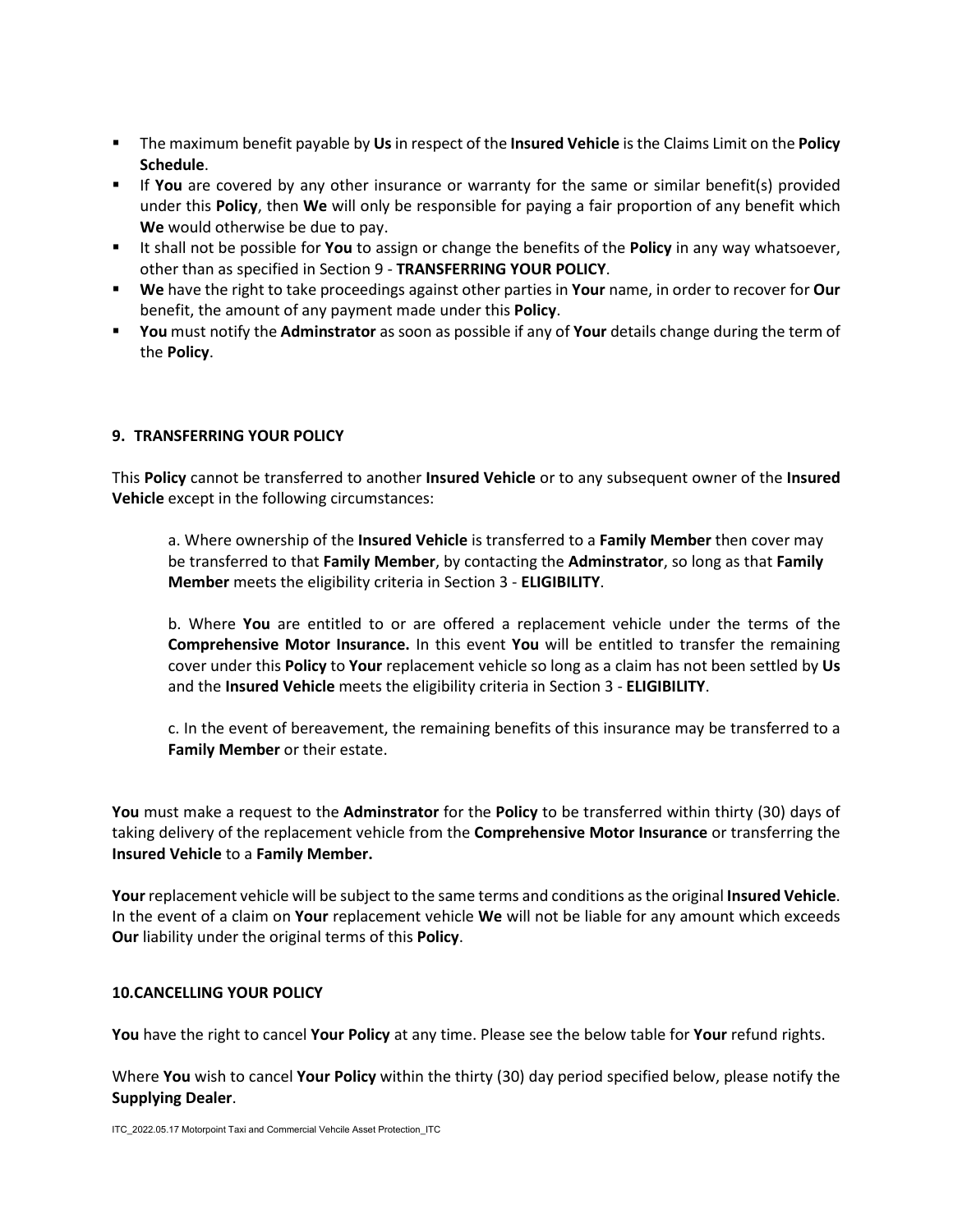- The maximum benefit payable by **Us** in respect of the **Insured Vehicle** is the Claims Limit on the **Policy Schedule**.
- If **You** are covered by any other insurance or warranty for the same or similar benefit(s) provided under this **Policy**, then **We** will only be responsible for paying a fair proportion of any benefit which **We** would otherwise be due to pay.
- It shall not be possible for **You** to assign or change the benefits of the **Policy** in any way whatsoever, other than as specified in Section 9 - **TRANSFERRING YOUR POLICY**.
- **We** have the right to take proceedings against other parties in **Your** name, in order to recover for **Our** benefit, the amount of any payment made under this **Policy**.
- **You** must notify the **Adminstrator** as soon as possible if any of **Your** details change during the term of the **Policy**.

## 9. TRANSFERRING YOUR POLICY

This **Policy** cannot be transferred to another **Insured Vehicle** or to any subsequent owner of the **Insured Vehicle** except in the following circumstances:

a. Where ownership of the **Insured Vehicle** is transferred to a **Family Member** then cover may be transferred to that **Family Member**, by contacting the **Adminstrator**, so long as that **Family Member** meets the eligibility criteria in Section 3 - **ELIGIBILITY**.

b. Where **You** are entitled to or are offered a replacement vehicle under the terms of the **Comprehensive Motor Insurance.** In this event **You** will be entitled to transfer the remaining cover under this **Policy** to **Your** replacement vehicle so long as a claim has not been settled by **Us** and the **Insured Vehicle** meets the eligibility criteria in Section 3 - **ELIGIBILITY**.

c. In the event of bereavement, the remaining benefits of this insurance may be transferred to a **Family Member** or their estate.

**You** must make a request to the **Adminstrator** for the **Policy** to be transferred within thirty (30) days of taking delivery of the replacement vehicle from the **Comprehensive Motor Insurance** or transferring the **Insured Vehicle** to a **Family Member.**

**Your** replacement vehicle will be subject to the same terms and conditions as the original **Insured Vehicle**. In the event of a claim on **Your** replacement vehicle **We** will not be liable for any amount which exceeds **Our** liability under the original terms of this **Policy**.

## 10. CANCELLING YOUR POLICY

**You** have the right to cancel **Your Policy** at any time. Please see the below table for **Your** refund rights.

Where **You** wish to cancel **Your Policy** within the thirty (30) day period specified below, please notify the **Supplying Dealer**.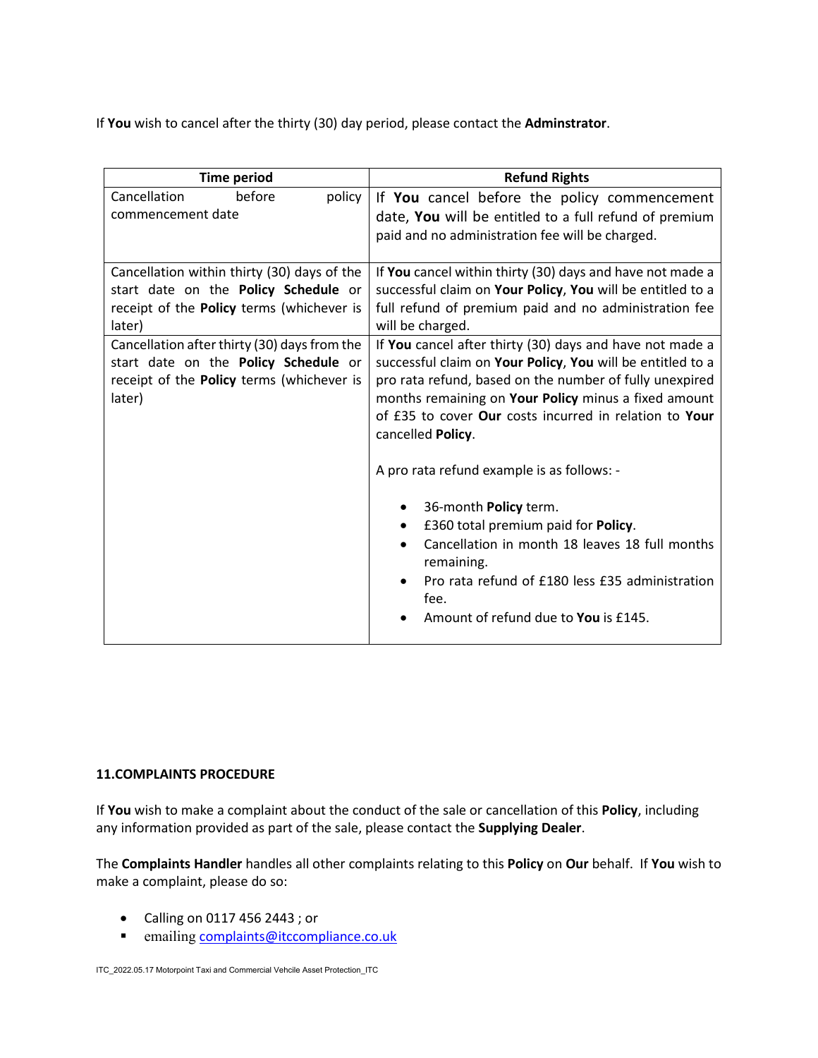If **You** wish to cancel after the thirty (30) day period, please contact the **Adminstrator**.

| Time period | Refund Rights |
| --- | --- |
| Cancellation before policy commencement date | If **You** cancel before the policy commencement date, **You** will be entitled to a full refund of premium paid and no administration fee will be charged. |
| Cancellation within thirty (30) days of the start date on the **Policy Schedule** or receipt of the **Policy** terms (whichever is later) | If **You** cancel within thirty (30) days and have not made a successful claim on **Your Policy**, **You** will be entitled to a full refund of premium paid and no administration fee will be charged. |
| Cancellation after thirty (30) days from the start date on the **Policy Schedule** or receipt of the **Policy** terms (whichever is later) | If **You** cancel after thirty (30) days and have not made a successful claim on **Your Policy**, **You** will be entitled to a pro rata refund, based on the number of fully unexpired months remaining on **Your Policy** minus a fixed amount of £35 to cover **Our** costs incurred in relation to **Your** cancelled **Policy**.<br><br>A pro rata refund example is as follows: -<br><br>• 36-month **Policy** term.<br>• £360 total premium paid for **Policy**.<br>• Cancellation in month 18 leaves 18 full months remaining.<br>• Pro rata refund of £180 less £35 administration fee.<br>• Amount of refund due to **You** is £145. |

## 11.COMPLAINTS PROCEDURE

If **You** wish to make a complaint about the conduct of the sale or cancellation of this **Policy**, including any information provided as part of the sale, please contact the **Supplying Dealer**.

The **Complaints Handler** handles all other complaints relating to this **Policy** on **Our** behalf. If **You** wish to make a complaint, please do so:

- Calling on 0117 456 2443 ; or
- emailing complaints@itccompliance.co.uk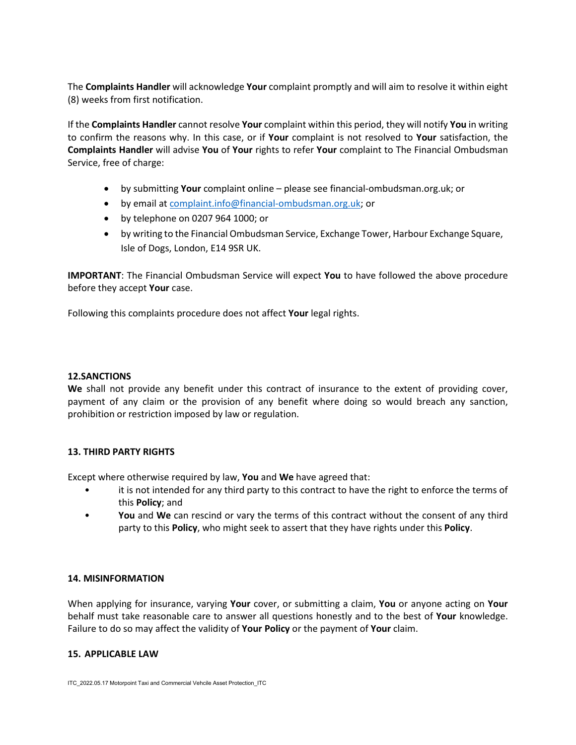The **Complaints Handler** will acknowledge **Your** complaint promptly and will aim to resolve it within eight (8) weeks from first notification.

If the **Complaints Handler** cannot resolve **Your** complaint within this period, they will notify **You** in writing to confirm the reasons why. In this case, or if **Your** complaint is not resolved to **Your** satisfaction, the **Complaints Handler** will advise **You** of **Your** rights to refer **Your** complaint to The Financial Ombudsman Service, free of charge:

- by submitting **Your** complaint online – please see financial-ombudsman.org.uk; or
- by email at complaint.info@financial-ombudsman.org.uk; or
- by telephone on 0207 964 1000; or
- by writing to the Financial Ombudsman Service, Exchange Tower, Harbour Exchange Square, Isle of Dogs, London, E14 9SR UK.

**IMPORTANT**: The Financial Ombudsman Service will expect **You** to have followed the above procedure before they accept **Your** case.

Following this complaints procedure does not affect **Your** legal rights.

**12.SANCTIONS**

**We** shall not provide any benefit under this contract of insurance to the extent of providing cover, payment of any claim or the provision of any benefit where doing so would breach any sanction, prohibition or restriction imposed by law or regulation.

**13. THIRD PARTY RIGHTS**

Except where otherwise required by law, **You** and **We** have agreed that:

- it is not intended for any third party to this contract to have the right to enforce the terms of this **Policy**; and
- **You** and **We** can rescind or vary the terms of this contract without the consent of any third party to this **Policy**, who might seek to assert that they have rights under this **Policy**.

**14. MISINFORMATION**

When applying for insurance, varying **Your** cover, or submitting a claim, **You** or anyone acting on **Your** behalf must take reasonable care to answer all questions honestly and to the best of **Your** knowledge. Failure to do so may affect the validity of **Your Policy** or the payment of **Your** claim.

**15. APPLICABLE LAW**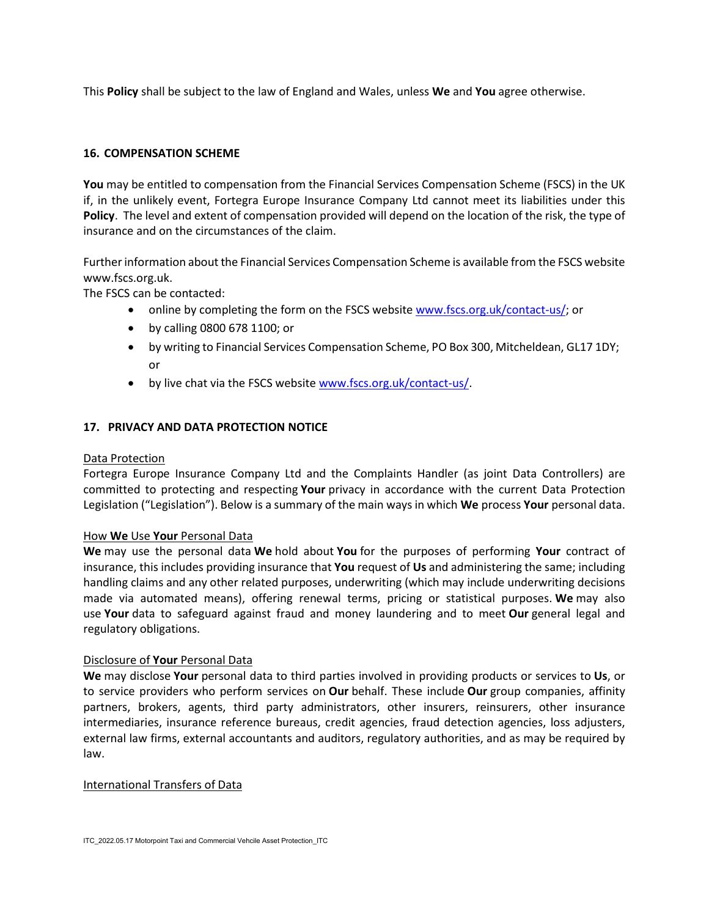This **Policy** shall be subject to the law of England and Wales, unless **We** and **You** agree otherwise.

### 16. COMPENSATION SCHEME

**You** may be entitled to compensation from the Financial Services Compensation Scheme (FSCS) in the UK if, in the unlikely event, Fortegra Europe Insurance Company Ltd cannot meet its liabilities under this **Policy**. The level and extent of compensation provided will depend on the location of the risk, the type of insurance and on the circumstances of the claim.

Further information about the Financial Services Compensation Scheme is available from the FSCS website www.fscs.org.uk.
The FSCS can be contacted:

- online by completing the form on the FSCS website [www.fscs.org.uk/contact-us/](www.fscs.org.uk/contact-us/); or
- by calling 0800 678 1100; or
- by writing to Financial Services Compensation Scheme, PO Box 300, Mitcheldean, GL17 1DY; or
- by live chat via the FSCS website [www.fscs.org.uk/contact-us/](www.fscs.org.uk/contact-us/).

### 17. PRIVACY AND DATA PROTECTION NOTICE

<u>Data Protection</u>
Fortegra Europe Insurance Company Ltd and the Complaints Handler (as joint Data Controllers) are committed to protecting and respecting **Your** privacy in accordance with the current Data Protection Legislation ("Legislation"). Below is a summary of the main ways in which **We** process **Your** personal data.

<u>How **We** Use **Your** Personal Data</u>
**We** may use the personal data **We** hold about **You** for the purposes of performing **Your** contract of insurance, this includes providing insurance that **You** request of **Us** and administering the same; including handling claims and any other related purposes, underwriting (which may include underwriting decisions made via automated means), offering renewal terms, pricing or statistical purposes. **We** may also use **Your** data to safeguard against fraud and money laundering and to meet **Our** general legal and regulatory obligations.

<u>Disclosure of **Your** Personal Data</u>
**We** may disclose **Your** personal data to third parties involved in providing products or services to **Us**, or to service providers who perform services on **Our** behalf. These include **Our** group companies, affinity partners, brokers, agents, third party administrators, other insurers, reinsurers, other insurance intermediaries, insurance reference bureaus, credit agencies, fraud detection agencies, loss adjusters, external law firms, external accountants and auditors, regulatory authorities, and as may be required by law.

<u>International Transfers of Data</u>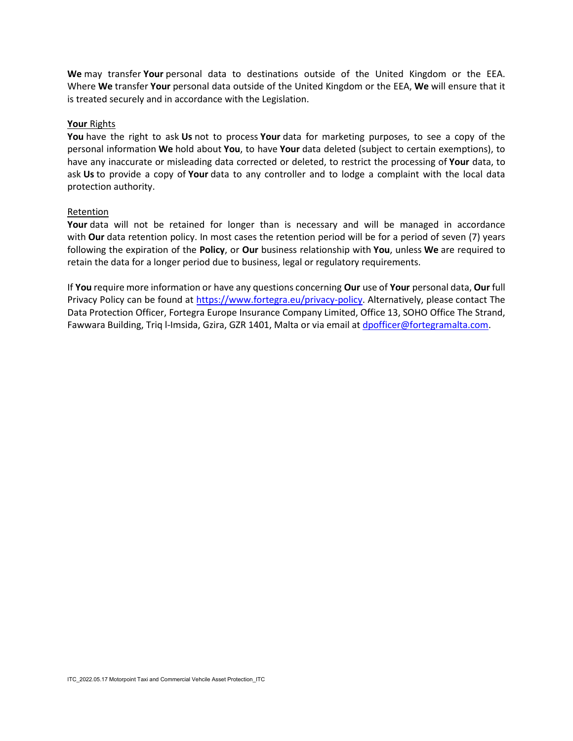**We** may transfer **Your** personal data to destinations outside of the United Kingdom or the EEA. Where **We** transfer **Your** personal data outside of the United Kingdom or the EEA, **We** will ensure that it is treated securely and in accordance with the Legislation.

**Your** Rights

**You** have the right to ask **Us** not to process **Your** data for marketing purposes, to see a copy of the personal information **We** hold about **You**, to have **Your** data deleted (subject to certain exemptions), to have any inaccurate or misleading data corrected or deleted, to restrict the processing of **Your** data, to ask **Us** to provide a copy of **Your** data to any controller and to lodge a complaint with the local data protection authority.

Retention

**Your** data will not be retained for longer than is necessary and will be managed in accordance with **Our** data retention policy. In most cases the retention period will be for a period of seven (7) years following the expiration of the **Policy**, or **Our** business relationship with **You**, unless **We** are required to retain the data for a longer period due to business, legal or regulatory requirements.

If **You** require more information or have any questions concerning **Our** use of **Your** personal data, **Our** full Privacy Policy can be found at https://www.fortegra.eu/privacy-policy. Alternatively, please contact The Data Protection Officer, Fortegra Europe Insurance Company Limited, Office 13, SOHO Office The Strand, Fawwara Building, Triq l-Imsida, Gzira, GZR 1401, Malta or via email at dpofficer@fortegramalta.com.